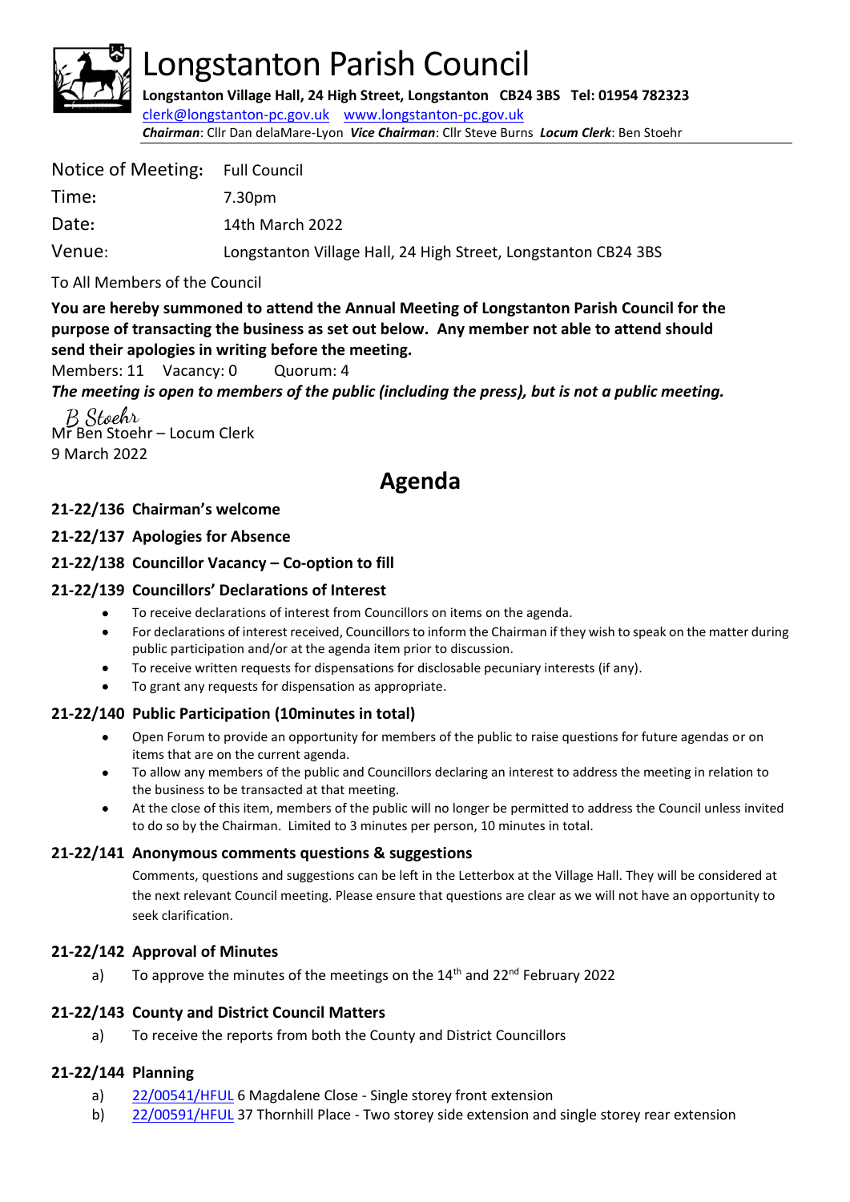# Longstanton Parish Council

**Longstanton Village Hall, 24 High Street, Longstanton CB24 3BS Tel: 01954 782323**
clerk@longstanton-pc.gov.uk www.longstanton-pc.gov.uk
***Chairman***: Cllr Dan delaMare-Lyon ***Vice Chairman***: Cllr Steve Burns ***Locum Clerk***: Ben Stoehr

| | |
|---|---|
| Notice of Meeting: | Full Council |
| Time: | 7.30pm |
| Date: | 14th March 2022 |
| Venue: | Longstanton Village Hall, 24 High Street, Longstanton CB24 3BS |

To All Members of the Council

**You are hereby summoned to attend the Annual Meeting of Longstanton Parish Council for the purpose of transacting the business as set out below. Any member not able to attend should send their apologies in writing before the meeting.**

Members: 11 Vacancy: 0 Quorum: 4

***The meeting is open to members of the public (including the press), but is not a public meeting.***

B Stoehr
Mr Ben Stoehr – Locum Clerk
9 March 2022

## Agenda

### 21-22/136 Chairman's welcome

### 21-22/137 Apologies for Absence

### 21-22/138 Councillor Vacancy – Co-option to fill

### 21-22/139 Councillors' Declarations of Interest

- To receive declarations of interest from Councillors on items on the agenda.
- For declarations of interest received, Councillors to inform the Chairman if they wish to speak on the matter during public participation and/or at the agenda item prior to discussion.
- To receive written requests for dispensations for disclosable pecuniary interests (if any).
- To grant any requests for dispensation as appropriate.

### 21-22/140 Public Participation (10minutes in total)

- Open Forum to provide an opportunity for members of the public to raise questions for future agendas or on items that are on the current agenda.
- To allow any members of the public and Councillors declaring an interest to address the meeting in relation to the business to be transacted at that meeting.
- At the close of this item, members of the public will no longer be permitted to address the Council unless invited to do so by the Chairman. Limited to 3 minutes per person, 10 minutes in total.

### 21-22/141 Anonymous comments questions & suggestions

Comments, questions and suggestions can be left in the Letterbox at the Village Hall. They will be considered at the next relevant Council meeting. Please ensure that questions are clear as we will not have an opportunity to seek clarification.

### 21-22/142 Approval of Minutes

a) To approve the minutes of the meetings on the 14th and 22nd February 2022

### 21-22/143 County and District Council Matters

a) To receive the reports from both the County and District Councillors

### 21-22/144 Planning

a) 22/00541/HFUL 6 Magdalene Close - Single storey front extension
b) 22/00591/HFUL 37 Thornhill Place - Two storey side extension and single storey rear extension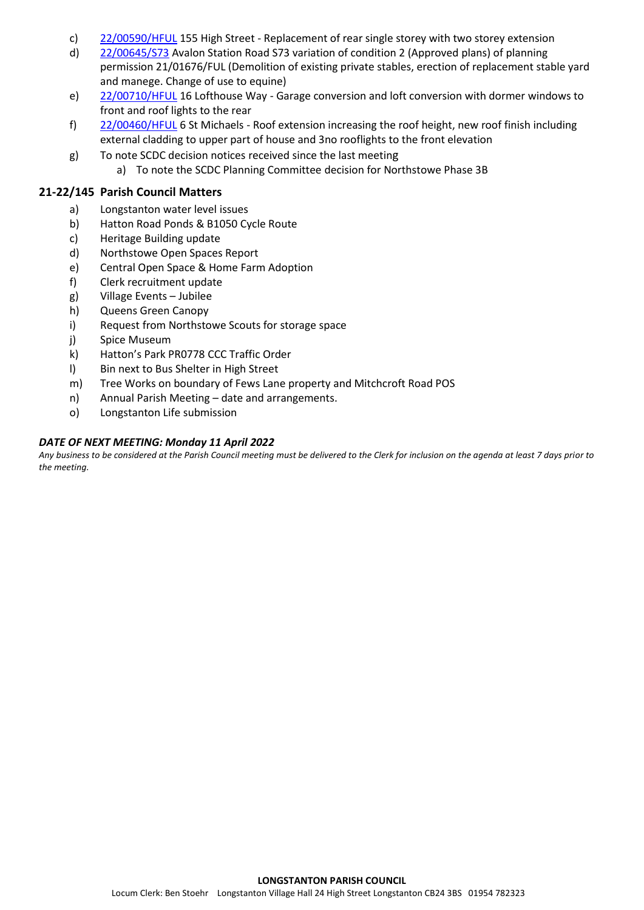c) [22/00590/HFUL] 155 High Street - Replacement of rear single storey with two storey extension

d) [22/00645/S73] Avalon Station Road S73 variation of condition 2 (Approved plans) of planning permission 21/01676/FUL (Demolition of existing private stables, erection of replacement stable yard and manege. Change of use to equine)

e) [22/00710/HFUL] 16 Lofthouse Way - Garage conversion and loft conversion with dormer windows to front and roof lights to the rear

f) [22/00460/HFUL] 6 St Michaels - Roof extension increasing the roof height, new roof finish including external cladding to upper part of house and 3no rooflights to the front elevation

g) To note SCDC decision notices received since the last meeting

   a) To note the SCDC Planning Committee decision for Northstowe Phase 3B

## 21-22/145 Parish Council Matters

a) Longstanton water level issues

b) Hatton Road Ponds & B1050 Cycle Route

c) Heritage Building update

d) Northstowe Open Spaces Report

e) Central Open Space & Home Farm Adoption

f) Clerk recruitment update

g) Village Events – Jubilee

h) Queens Green Canopy

i) Request from Northstowe Scouts for storage space

j) Spice Museum

k) Hatton's Park PR0778 CCC Traffic Order

l) Bin next to Bus Shelter in High Street

m) Tree Works on boundary of Fews Lane property and Mitchcroft Road POS

n) Annual Parish Meeting – date and arrangements.

o) Longstanton Life submission

***DATE OF NEXT MEETING: Monday 11 April 2022***

*Any business to be considered at the Parish Council meeting must be delivered to the Clerk for inclusion on the agenda at least 7 days prior to the meeting.*

**LONGSTANTON PARISH COUNCIL**

Locum Clerk: Ben Stoehr Longstanton Village Hall 24 High Street Longstanton CB24 3BS 01954 782323